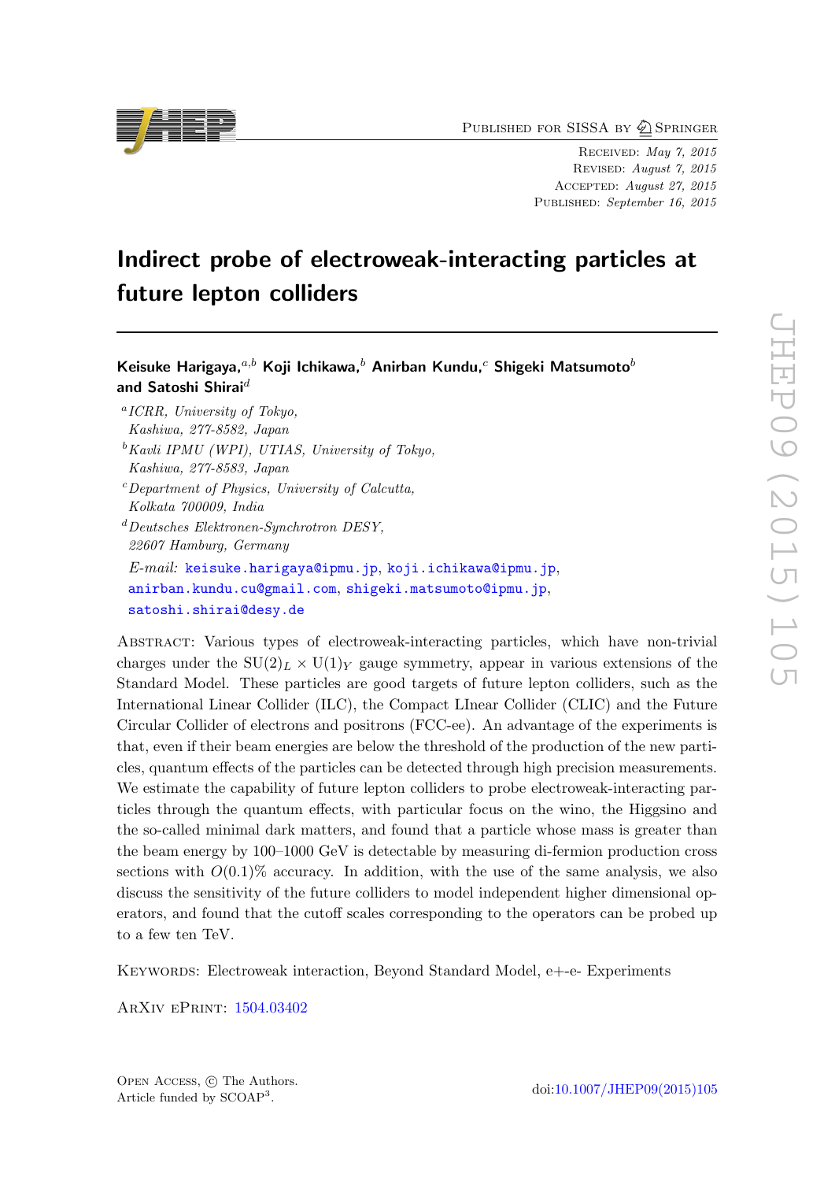Published for SISSA by Springer

Received: *May 7, 2015*
Revised: *August 7, 2015*
Accepted: *August 27, 2015*
Published: *September 16, 2015*

# Indirect probe of electroweak-interacting particles at future lepton colliders

**Keisuke Harigaya,**[a,b] **Koji Ichikawa,**[b] **Anirban Kundu,**[c] **Shigeki Matsumoto**[b] **and Satoshi Shirai**[d]

[a] *ICRR, University of Tokyo, Kashiwa, 277-8582, Japan*
[b] *Kavli IPMU (WPI), UTIAS, University of Tokyo, Kashiwa, 277-8583, Japan*
[c] *Department of Physics, University of Calcutta, Kolkata 700009, India*
[d] *Deutsches Elektronen-Synchrotron DESY, 22607 Hamburg, Germany*

*E-mail:* keisuke.harigaya@ipmu.jp, koji.ichikawa@ipmu.jp, anirban.kundu.cu@gmail.com, shigeki.matsumoto@ipmu.jp, satoshi.shirai@desy.de

Abstract: Various types of electroweak-interacting particles, which have non-trivial charges under the $\mathrm{SU}(2)_L \times \mathrm{U}(1)_Y$ gauge symmetry, appear in various extensions of the Standard Model. These particles are good targets of future lepton colliders, such as the International Linear Collider (ILC), the Compact LInear Collider (CLIC) and the Future Circular Collider of electrons and positrons (FCC-ee). An advantage of the experiments is that, even if their beam energies are below the threshold of the production of the new particles, quantum effects of the particles can be detected through high precision measurements. We estimate the capability of future lepton colliders to probe electroweak-interacting particles through the quantum effects, with particular focus on the wino, the Higgsino and the so-called minimal dark matters, and found that a particle whose mass is greater than the beam energy by 100–1000 GeV is detectable by measuring di-fermion production cross sections with $O(0.1)\%$ accuracy. In addition, with the use of the same analysis, we also discuss the sensitivity of the future colliders to model independent higher dimensional operators, and found that the cutoff scales corresponding to the operators can be probed up to a few ten TeV.

Keywords: Electroweak interaction, Beyond Standard Model, e+-e- Experiments

ArXiv ePrint: 1504.03402

Open Access, © The Authors.
Article funded by SCOAP[3].

doi:10.1007/JHEP09(2015)105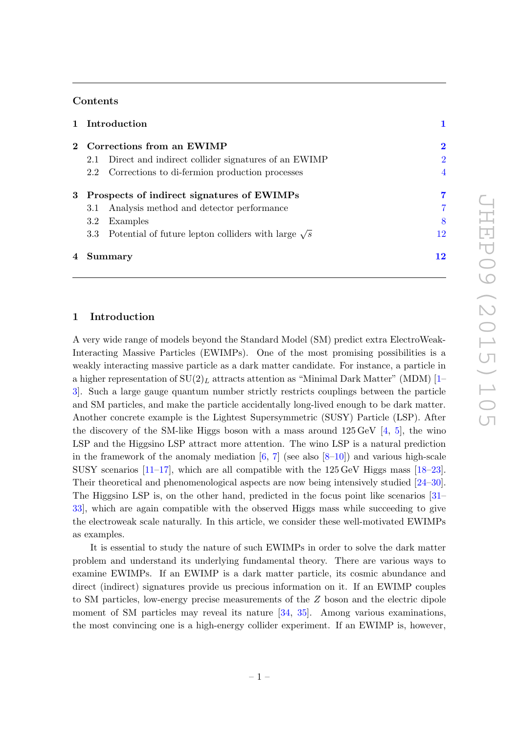## Contents

1 Introduction 1

2 Corrections from an EWIMP 2
- 2.1 Direct and indirect collider signatures of an EWIMP 2
- 2.2 Corrections to di-fermion production processes 4

3 Prospects of indirect signatures of EWIMPs 7
- 3.1 Analysis method and detector performance 7
- 3.2 Examples 8
- 3.3 Potential of future lepton colliders with large $\sqrt{s}$ 12

4 Summary 12

# 1 Introduction

A very wide range of models beyond the Standard Model (SM) predict extra ElectroWeak-Interacting Massive Particles (EWIMPs). One of the most promising possibilities is a weakly interacting massive particle as a dark matter candidate. For instance, a particle in a higher representation of $\mathrm{SU}(2)_L$ attracts attention as "Minimal Dark Matter" (MDM) [1–3]. Such a large gauge quantum number strictly restricts couplings between the particle and SM particles, and make the particle accidentally long-lived enough to be dark matter. Another concrete example is the Lightest Supersymmetric (SUSY) Particle (LSP). After the discovery of the SM-like Higgs boson with a mass around 125 GeV [4, 5], the wino LSP and the Higgsino LSP attract more attention. The wino LSP is a natural prediction in the framework of the anomaly mediation [6, 7] (see also [8–10]) and various high-scale SUSY scenarios [11–17], which are all compatible with the 125 GeV Higgs mass [18–23]. Their theoretical and phenomenological aspects are now being intensively studied [24–30]. The Higgsino LSP is, on the other hand, predicted in the focus point like scenarios [31–33], which are again compatible with the observed Higgs mass while succeeding to give the electroweak scale naturally. In this article, we consider these well-motivated EWIMPs as examples.

It is essential to study the nature of such EWIMPs in order to solve the dark matter problem and understand its underlying fundamental theory. There are various ways to examine EWIMPs. If an EWIMP is a dark matter particle, its cosmic abundance and direct (indirect) signatures provide us precious information on it. If an EWIMP couples to SM particles, low-energy precise measurements of the $Z$ boson and the electric dipole moment of SM particles may reveal its nature [34, 35]. Among various examinations, the most convincing one is a high-energy collider experiment. If an EWIMP is, however,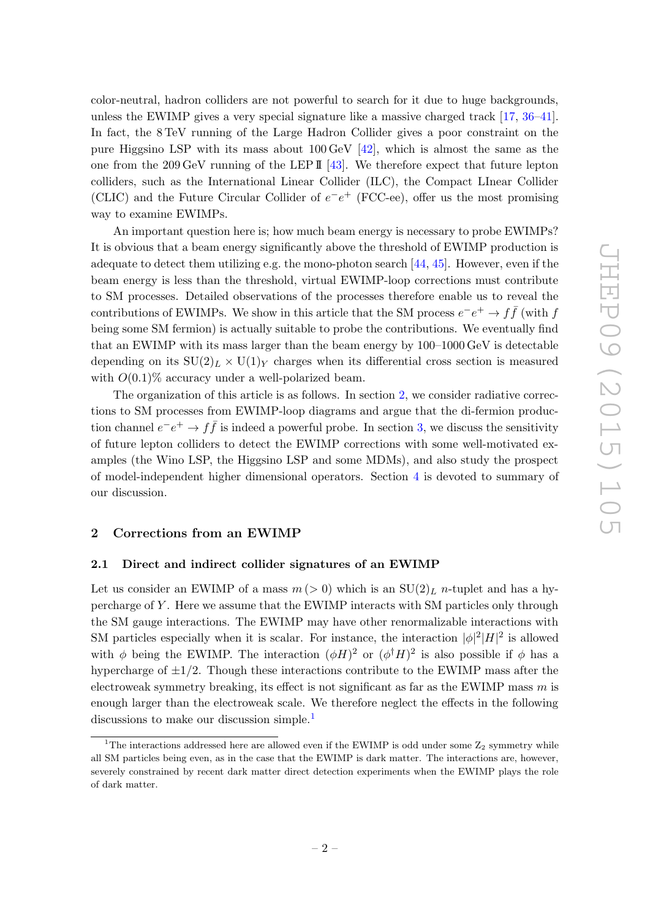color-neutral, hadron colliders are not powerful to search for it due to huge backgrounds, unless the EWIMP gives a very special signature like a massive charged track [17, 36–41]. In fact, the 8 TeV running of the Large Hadron Collider gives a poor constraint on the pure Higgsino LSP with its mass about 100 GeV [42], which is almost the same as the one from the 209 GeV running of the LEP II [43]. We therefore expect that future lepton colliders, such as the International Linear Collider (ILC), the Compact LInear Collider (CLIC) and the Future Circular Collider of $e^-e^+$ (FCC-ee), offer us the most promising way to examine EWIMPs.

An important question here is; how much beam energy is necessary to probe EWIMPs? It is obvious that a beam energy significantly above the threshold of EWIMP production is adequate to detect them utilizing e.g. the mono-photon search [44, 45]. However, even if the beam energy is less than the threshold, virtual EWIMP-loop corrections must contribute to SM processes. Detailed observations of the processes therefore enable us to reveal the contributions of EWIMPs. We show in this article that the SM process $e^-e^+ \to f\bar{f}$ (with $f$ being some SM fermion) is actually suitable to probe the contributions. We eventually find that an EWIMP with its mass larger than the beam energy by 100–1000 GeV is detectable depending on its $\mathrm{SU}(2)_L \times \mathrm{U}(1)_Y$ charges when its differential cross section is measured with $O(0.1)\%$ accuracy under a well-polarized beam.

The organization of this article is as follows. In section 2, we consider radiative corrections to SM processes from EWIMP-loop diagrams and argue that the di-fermion production channel $e^-e^+ \to f\bar{f}$ is indeed a powerful probe. In section 3, we discuss the sensitivity of future lepton colliders to detect the EWIMP corrections with some well-motivated examples (the Wino LSP, the Higgsino LSP and some MDMs), and also study the prospect of model-independent higher dimensional operators. Section 4 is devoted to summary of our discussion.

## 2 Corrections from an EWIMP

### 2.1 Direct and indirect collider signatures of an EWIMP

Let us consider an EWIMP of a mass $m\,(>0)$ which is an $\mathrm{SU}(2)_L$ $n$-tuplet and has a hypercharge of $Y$. Here we assume that the EWIMP interacts with SM particles only through the SM gauge interactions. The EWIMP may have other renormalizable interactions with SM particles especially when it is scalar. For instance, the interaction $|\phi|^2|H|^2$ is allowed with $\phi$ being the EWIMP. The interaction $(\phi H)^2$ or $(\phi^\dagger H)^2$ is also possible if $\phi$ has a hypercharge of $\pm 1/2$. Though these interactions contribute to the EWIMP mass after the electroweak symmetry breaking, its effect is not significant as far as the EWIMP mass $m$ is enough larger than the electroweak scale. We therefore neglect the effects in the following discussions to make our discussion simple.[1]

[1] The interactions addressed here are allowed even if the EWIMP is odd under some $\mathrm{Z}_2$ symmetry while all SM particles being even, as in the case that the EWIMP is dark matter. The interactions are, however, severely constrained by recent dark matter direct detection experiments when the EWIMP plays the role of dark matter.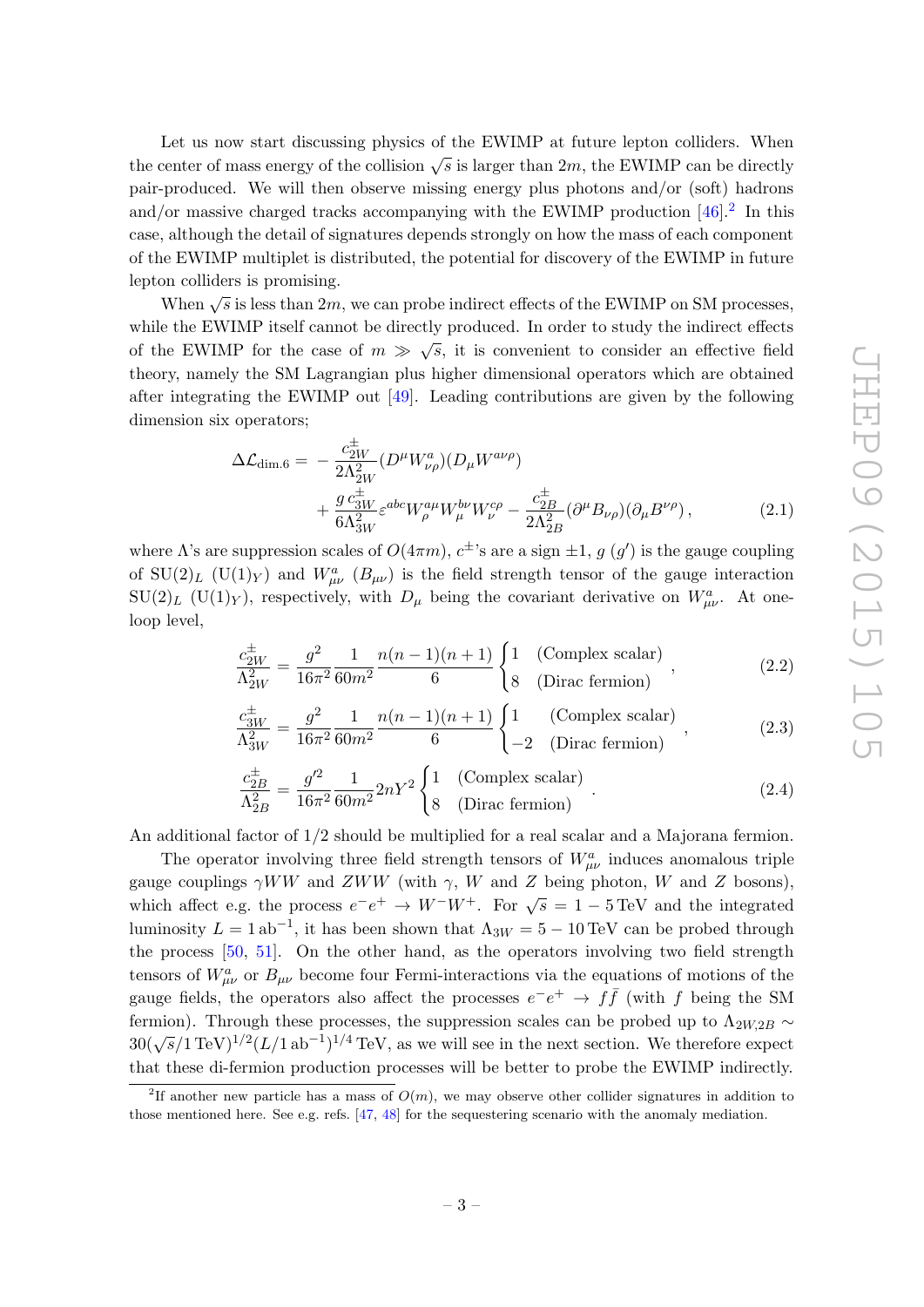Let us now start discussing physics of the EWIMP at future lepton colliders. When the center of mass energy of the collision $\sqrt{s}$ is larger than $2m$, the EWIMP can be directly pair-produced. We will then observe missing energy plus photons and/or (soft) hadrons and/or massive charged tracks accompanying with the EWIMP production [46].[2] In this case, although the detail of signatures depends strongly on how the mass of each component of the EWIMP multiplet is distributed, the potential for discovery of the EWIMP in future lepton colliders is promising.

When $\sqrt{s}$ is less than $2m$, we can probe indirect effects of the EWIMP on SM processes, while the EWIMP itself cannot be directly produced. In order to study the indirect effects of the EWIMP for the case of $m \gg \sqrt{s}$, it is convenient to consider an effective field theory, namely the SM Lagrangian plus higher dimensional operators which are obtained after integrating the EWIMP out [49]. Leading contributions are given by the following dimension six operators;

$$
\begin{aligned}
\Delta\mathcal{L}_{\rm dim.6} = & -\frac{c^{\pm}_{2W}}{2\Lambda^2_{2W}}(D^\mu W^a_{\nu\rho})(D_\mu W^{a\nu\rho}) \\
& + \frac{g\, c^{\pm}_{3W}}{6\Lambda^2_{3W}}\varepsilon^{abc}W^{a\mu}_{\rho}W^{b\nu}_{\mu}W^{c\rho}_{\nu} - \frac{c^{\pm}_{2B}}{2\Lambda^2_{2B}}(\partial^\mu B_{\nu\rho})(\partial_\mu B^{\nu\rho})\,, \qquad (2.1)
\end{aligned}
$$

where $\Lambda$'s are suppression scales of $O(4\pi m)$, $c^{\pm}$'s are a sign $\pm 1$, $g$ ($g'$) is the gauge coupling of $SU(2)_L$ ($U(1)_Y$) and $W^a_{\mu\nu}$ ($B_{\mu\nu}$) is the field strength tensor of the gauge interaction $SU(2)_L$ ($U(1)_Y$), respectively, with $D_\mu$ being the covariant derivative on $W^a_{\mu\nu}$. At one-loop level,

$$
\frac{c^{\pm}_{2W}}{\Lambda^2_{2W}} = \frac{g^2}{16\pi^2}\frac{1}{60m^2}\frac{n(n-1)(n+1)}{6}\begin{cases} 1 & \text{(Complex scalar)} \\ 8 & \text{(Dirac fermion)} \end{cases}, \qquad (2.2)
$$

$$
\frac{c^{\pm}_{3W}}{\Lambda^2_{3W}} = \frac{g^2}{16\pi^2}\frac{1}{60m^2}\frac{n(n-1)(n+1)}{6}\begin{cases} 1 & \text{(Complex scalar)} \\ -2 & \text{(Dirac fermion)} \end{cases}, \qquad (2.3)
$$

$$
\frac{c^{\pm}_{2B}}{\Lambda^2_{2B}} = \frac{g'^2}{16\pi^2}\frac{1}{60m^2}2nY^2\begin{cases} 1 & \text{(Complex scalar)} \\ 8 & \text{(Dirac fermion)} \end{cases}. \qquad (2.4)
$$

An additional factor of 1/2 should be multiplied for a real scalar and a Majorana fermion.

The operator involving three field strength tensors of $W^a_{\mu\nu}$ induces anomalous triple gauge couplings $\gamma WW$ and $ZWW$ (with $\gamma$, $W$ and $Z$ being photon, $W$ and $Z$ bosons), which affect e.g. the process $e^-e^+ \to W^-W^+$. For $\sqrt{s} = 1-5\,\text{TeV}$ and the integrated luminosity $L = 1\,\text{ab}^{-1}$, it has been shown that $\Lambda_{3W} = 5-10\,\text{TeV}$ can be probed through the process [50, 51]. On the other hand, as the operators involving two field strength tensors of $W^a_{\mu\nu}$ or $B_{\mu\nu}$ become four Fermi-interactions via the equations of motions of the gauge fields, the operators also affect the processes $e^-e^+ \to f\bar{f}$ (with $f$ being the SM fermion). Through these processes, the suppression scales can be probed up to $\Lambda_{2W,2B} \sim 30(\sqrt{s}/1\,\text{TeV})^{1/2}(L/1\,\text{ab}^{-1})^{1/4}\,\text{TeV}$, as we will see in the next section. We therefore expect that these di-fermion production processes will be better to probe the EWIMP indirectly.

[2] If another new particle has a mass of $O(m)$, we may observe other collider signatures in addition to those mentioned here. See e.g. refs. [47, 48] for the sequestering scenario with the anomaly mediation.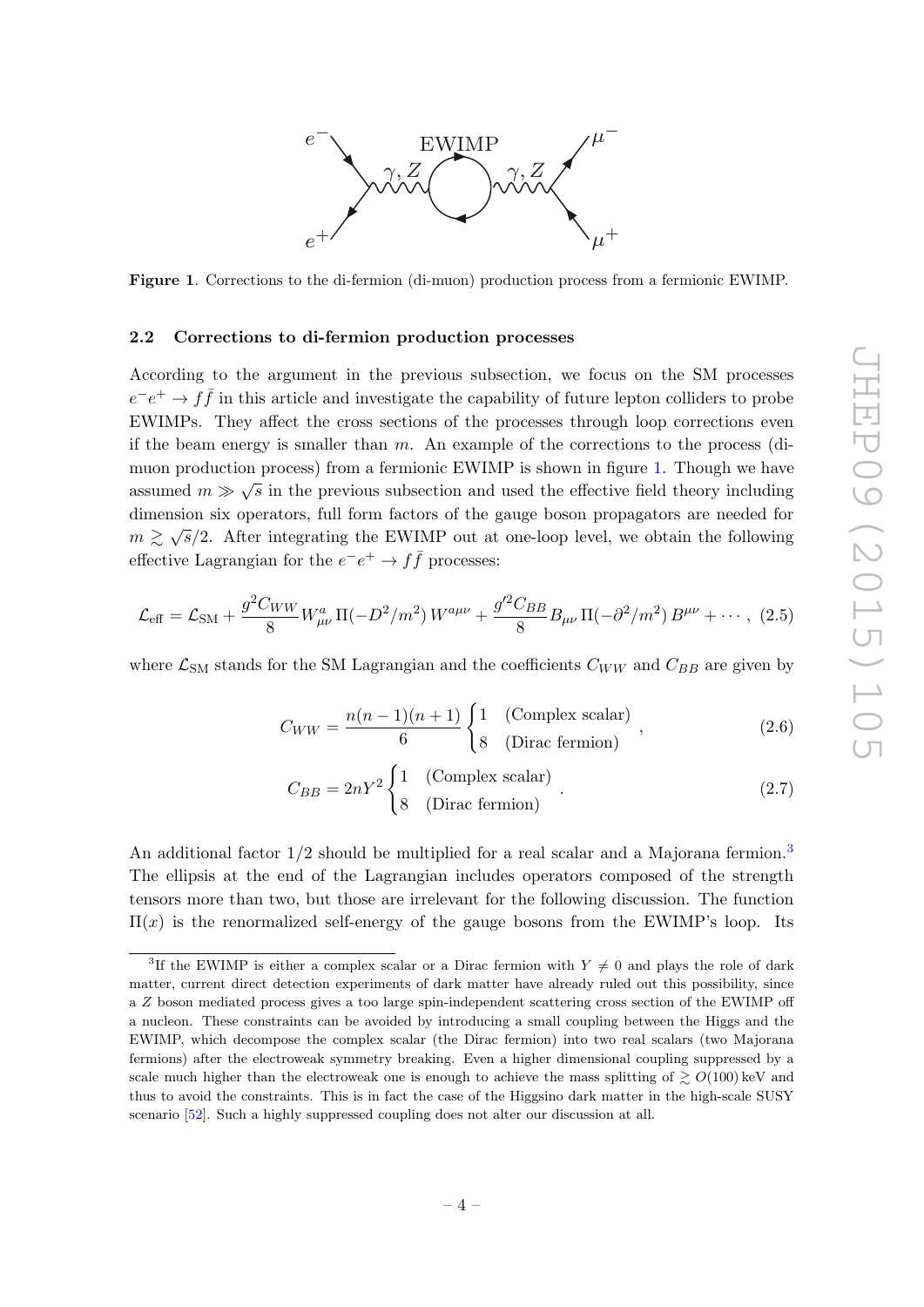Figure 1. Corrections to the di-fermion (di-muon) production process from a fermionic EWIMP.

### 2.2 Corrections to di-fermion production processes

According to the argument in the previous subsection, we focus on the SM processes $e^-e^+ \to f\bar{f}$ in this article and investigate the capability of future lepton colliders to probe EWIMPs. They affect the cross sections of the processes through loop corrections even if the beam energy is smaller than $m$. An example of the corrections to the process (di-muon production process) from a fermionic EWIMP is shown in figure 1. Though we have assumed $m \gg \sqrt{s}$ in the previous subsection and used the effective field theory including dimension six operators, full form factors of the gauge boson propagators are needed for $m \gtrsim \sqrt{s}/2$. After integrating the EWIMP out at one-loop level, we obtain the following effective Lagrangian for the $e^-e^+ \to f\bar{f}$ processes:

$$\mathcal{L}_{\rm eff} = \mathcal{L}_{\rm SM} + \frac{g^2 C_{WW}}{8} W^a_{\mu\nu}\, \Pi(-D^2/m^2)\, W^{a\mu\nu} + \frac{g'^2 C_{BB}}{8} B_{\mu\nu}\, \Pi(-\partial^2/m^2)\, B^{\mu\nu} + \cdots\,, \quad (2.5)$$

where $\mathcal{L}_{\rm SM}$ stands for the SM Lagrangian and the coefficients $C_{WW}$ and $C_{BB}$ are given by

$$C_{WW} = \frac{n(n-1)(n+1)}{6} \begin{cases} 1 & \text{(Complex scalar)} \\ 8 & \text{(Dirac fermion)} \end{cases}\,, \quad (2.6)$$

$$C_{BB} = 2nY^2 \begin{cases} 1 & \text{(Complex scalar)} \\ 8 & \text{(Dirac fermion)} \end{cases}\,. \quad (2.7)$$

An additional factor 1/2 should be multiplied for a real scalar and a Majorana fermion.[3] The ellipsis at the end of the Lagrangian includes operators composed of the strength tensors more than two, but those are irrelevant for the following discussion. The function $\Pi(x)$ is the renormalized self-energy of the gauge bosons from the EWIMP's loop. Its

[3] If the EWIMP is either a complex scalar or a Dirac fermion with $Y \neq 0$ and plays the role of dark matter, current direct detection experiments of dark matter have already ruled out this possibility, since a $Z$ boson mediated process gives a too large spin-independent scattering cross section of the EWIMP off a nucleon. These constraints can be avoided by introducing a small coupling between the Higgs and the EWIMP, which decompose the complex scalar (the Dirac fermion) into two real scalars (two Majorana fermions) after the electroweak symmetry breaking. Even a higher dimensional coupling suppressed by a scale much higher than the electroweak one is enough to achieve the mass splitting of $\gtrsim O(100)$ keV and thus to avoid the constraints. This is in fact the case of the Higgsino dark matter in the high-scale SUSY scenario [52]. Such a highly suppressed coupling does not alter our discussion at all.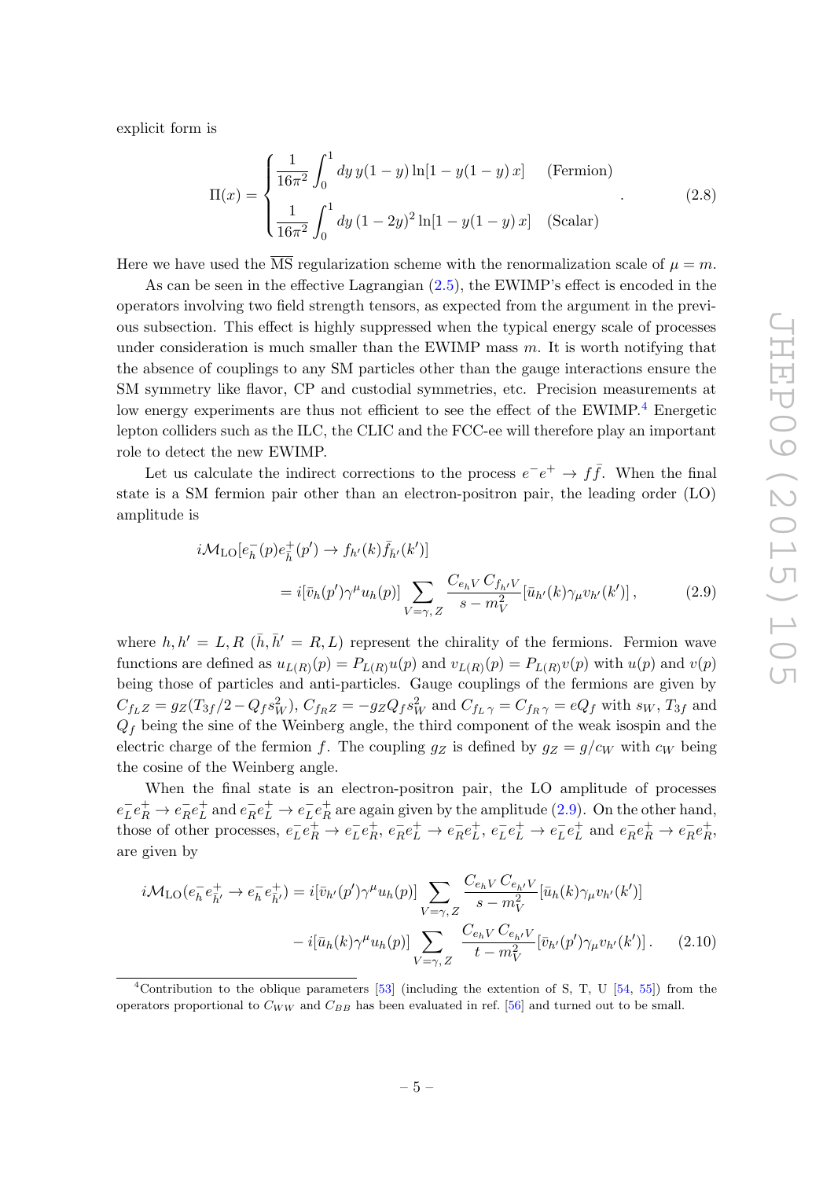explicit form is

$$
\Pi(x) = \begin{cases} \dfrac{1}{16\pi^2} \displaystyle\int_0^1 dy\, y(1-y) \ln[1 - y(1-y)\, x] & \text{(Fermion)} \\[2ex] \dfrac{1}{16\pi^2} \displaystyle\int_0^1 dy\, (1-2y)^2 \ln[1 - y(1-y)\, x] & \text{(Scalar)} \end{cases} . \tag{2.8}
$$

Here we have used the $\overline{\text{MS}}$ regularization scheme with the renormalization scale of $\mu = m$.

As can be seen in the effective Lagrangian (2.5), the EWIMP's effect is encoded in the operators involving two field strength tensors, as expected from the argument in the previous subsection. This effect is highly suppressed when the typical energy scale of processes under consideration is much smaller than the EWIMP mass $m$. It is worth notifying that the absence of couplings to any SM particles other than the gauge interactions ensure the SM symmetry like flavor, CP and custodial symmetries, etc. Precision measurements at low energy experiments are thus not efficient to see the effect of the EWIMP.[4] Energetic lepton colliders such as the ILC, the CLIC and the FCC-ee will therefore play an important role to detect the new EWIMP.

Let us calculate the indirect corrections to the process $e^- e^+ \to f\bar{f}$. When the final state is a SM fermion pair other than an electron-positron pair, the leading order (LO) amplitude is

$$
\begin{aligned}
& i\mathcal{M}_{\text{LO}}[e^-_h(p) e^+_{\bar{h}}(p') \to f_{h'}(k) \bar{f}_{\bar{h}'}(k')] \\
& \qquad = i[\bar{v}_h(p')\gamma^\mu u_h(p)] \sum_{V=\gamma, Z} \frac{C_{e_h V}\, C_{f_{h'} V}}{s - m_V^2} [\bar{u}_{h'}(k)\gamma_\mu v_{h'}(k')] \,,
\end{aligned} \tag{2.9}
$$

where $h, h' = L, R$ ($\bar{h}, \bar{h}' = R, L$) represent the chirality of the fermions. Fermion wave functions are defined as $u_{L(R)}(p) = P_{L(R)} u(p)$ and $v_{L(R)}(p) = P_{L(R)} v(p)$ with $u(p)$ and $v(p)$ being those of particles and anti-particles. Gauge couplings of the fermions are given by $C_{f_L Z} = g_Z(T_{3f}/2 - Q_f s_W^2)$, $C_{f_R Z} = -g_Z Q_f s_W^2$ and $C_{f_L \gamma} = C_{f_R \gamma} = e Q_f$ with $s_W$, $T_{3f}$ and $Q_f$ being the sine of the Weinberg angle, the third component of the weak isospin and the electric charge of the fermion $f$. The coupling $g_Z$ is defined by $g_Z = g/c_W$ with $c_W$ being the cosine of the Weinberg angle.

When the final state is an electron-positron pair, the LO amplitude of processes $e^-_L e^+_R \to e^-_R e^+_L$ and $e^-_R e^+_L \to e^-_L e^+_R$ are again given by the amplitude (2.9). On the other hand, those of other processes, $e^-_L e^+_R \to e^-_L e^+_R$, $e^-_R e^+_L \to e^-_R e^+_L$, $e^-_L e^+_L \to e^-_L e^+_L$ and $e^-_R e^+_R \to e^-_R e^+_R$, are given by

$$
\begin{aligned}
i\mathcal{M}_{\text{LO}}(e^-_h e^+_{\bar{h}'} \to e^-_h e^+_{\bar{h}'}) = {} & i[\bar{v}_{h'}(p')\gamma^\mu u_h(p)] \sum_{V=\gamma, Z} \frac{C_{e_h V}\, C_{e_{h'} V}}{s - m_V^2} [\bar{u}_h(k)\gamma_\mu v_{h'}(k')] \\
& - i[\bar{u}_h(k)\gamma^\mu u_h(p)] \sum_{V=\gamma, Z} \frac{C_{e_h V}\, C_{e_{h'} V}}{t - m_V^2} [\bar{v}_{h'}(p')\gamma_\mu v_{h'}(k')] \,.
\end{aligned} \tag{2.10}
$$

[4] Contribution to the oblique parameters [53] (including the extention of S, T, U [54, 55]) from the operators proportional to $C_{WW}$ and $C_{BB}$ has been evaluated in ref. [56] and turned out to be small.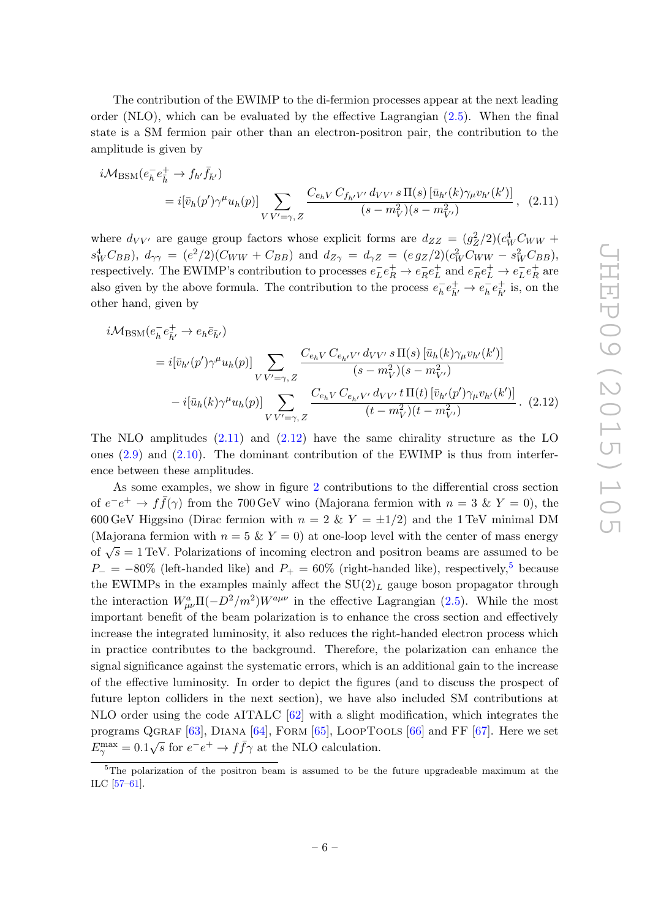The contribution of the EWIMP to the di-fermion processes appear at the next leading order (NLO), which can be evaluated by the effective Lagrangian (2.5). When the final state is a SM fermion pair other than an electron-positron pair, the contribution to the amplitude is given by

$$
\begin{aligned}
& i\mathcal{M}_{\rm BSM}(e^-_h e^+_{\bar{h}} \to f_{h'} \bar{f}_{\bar{h}'}) \\
& \qquad = i[\bar{v}_h(p')\gamma^\mu u_h(p)] \sum_{V\,V'=\gamma,\,Z} \frac{C_{e_h V}\, C_{f_{h'} V'}\, d_{VV'}\, s\,\Pi(s)\,[\bar{u}_{h'}(k)\gamma_\mu v_{h'}(k')]}{(s-m_V^2)(s-m_{V'}^2)}\,, \qquad (2.11)
\end{aligned}
$$

where $d_{VV'}$ are gauge group factors whose explicit forms are $d_{ZZ} = (g_Z^2/2)(c_W^4 C_{WW} + s_W^4 C_{BB})$, $d_{\gamma\gamma} = (e^2/2)(C_{WW} + C_{BB})$ and $d_{Z\gamma} = d_{\gamma Z} = (e\, g_Z/2)(c_W^2 C_{WW} - s_W^2 C_{BB})$, respectively. The EWIMP's contribution to processes $e^-_L e^+_R \to e^-_R e^+_L$ and $e^-_R e^+_L \to e^-_L e^+_R$ are also given by the above formula. The contribution to the process $e^-_h e^+_{\bar{h}'} \to e^-_h e^+_{\bar{h}'}$ is, on the other hand, given by

$$
\begin{aligned}
& i\mathcal{M}_{\rm BSM}(e^-_h e^+_{\bar{h}'} \to e_h \bar{e}_{\bar{h}'}) \\
& \qquad = i[\bar{v}_{h'}(p')\gamma^\mu u_h(p)] \sum_{V\,V'=\gamma,\,Z} \frac{C_{e_h V}\, C_{e_{h'} V'}\, d_{VV'}\, s\,\Pi(s)\,[\bar{u}_h(k)\gamma_\mu v_{h'}(k')]}{(s-m_V^2)(s-m_{V'}^2)} \\
& \qquad\quad - i[\bar{u}_h(k)\gamma^\mu u_h(p)] \sum_{V\,V'=\gamma,\,Z} \frac{C_{e_h V}\, C_{e_{h'} V'}\, d_{VV'}\, t\,\Pi(t)\,[\bar{v}_{h'}(p')\gamma_\mu v_{h'}(k')]}{(t-m_V^2)(t-m_{V'}^2)}\,. \qquad (2.12)
\end{aligned}
$$

The NLO amplitudes (2.11) and (2.12) have the same chirality structure as the LO ones (2.9) and (2.10). The dominant contribution of the EWIMP is thus from interference between these amplitudes.

As some examples, we show in figure 2 contributions to the differential cross section of $e^-e^+ \to f\bar{f}(\gamma)$ from the 700 GeV wino (Majorana fermion with $n = 3$ & $Y = 0$), the 600 GeV Higgsino (Dirac fermion with $n = 2$ & $Y = \pm 1/2$) and the 1 TeV minimal DM (Majorana fermion with $n = 5$ & $Y = 0$) at one-loop level with the center of mass energy of $\sqrt{s} = 1$ TeV. Polarizations of incoming electron and positron beams are assumed to be $P_- = -80\%$ (left-handed like) and $P_+ = 60\%$ (right-handed like), respectively,[5] because the EWIMPs in the examples mainly affect the $SU(2)_L$ gauge boson propagator through the interaction $W^a_{\mu\nu}\Pi(-D^2/m^2)W^{a\mu\nu}$ in the effective Lagrangian (2.5). While the most important benefit of the beam polarization is to enhance the cross section and effectively increase the integrated luminosity, it also reduces the right-handed electron process which in practice contributes to the background. Therefore, the polarization can enhance the signal significance against the systematic errors, which is an additional gain to the increase of the effective luminosity. In order to depict the figures (and to discuss the prospect of future lepton colliders in the next section), we have also included SM contributions at NLO order using the code aITALC [62] with a slight modification, which integrates the programs QGRAF [63], DIANA [64], FORM [65], LOOPTOOLS [66] and FF [67]. Here we set $E_\gamma^{\rm max} = 0.1\sqrt{s}$ for $e^-e^+ \to f\bar{f}\gamma$ at the NLO calculation.

[5] The polarization of the positron beam is assumed to be the future upgradeable maximum at the ILC [57–61].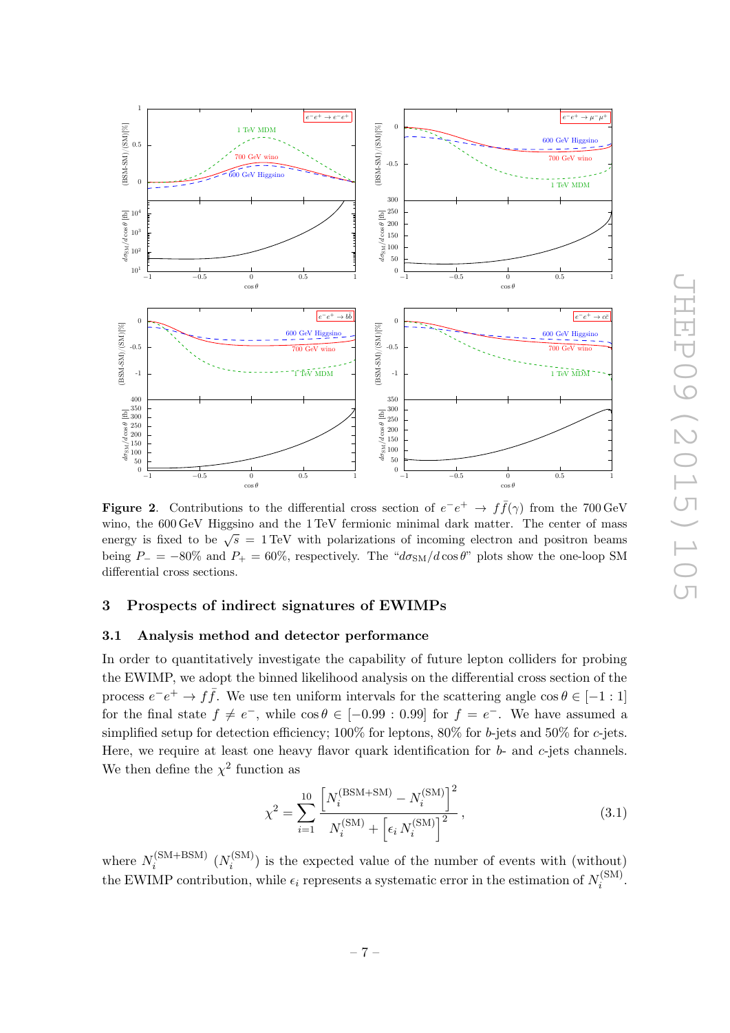**Figure 2**. Contributions to the differential cross section of $e^-e^+ \to f\bar{f}(\gamma)$ from the 700 GeV wino, the 600 GeV Higgsino and the 1 TeV fermionic minimal dark matter. The center of mass energy is fixed to be $\sqrt{s} = 1\,\text{TeV}$ with polarizations of incoming electron and positron beams being $P_- = -80\%$ and $P_+ = 60\%$, respectively. The "$d\sigma_{\text{SM}}/d\cos\theta$" plots show the one-loop SM differential cross sections.

## 3 Prospects of indirect signatures of EWIMPs

### 3.1 Analysis method and detector performance

In order to quantitatively investigate the capability of future lepton colliders for probing the EWIMP, we adopt the binned likelihood analysis on the differential cross section of the process $e^-e^+ \to f\bar{f}$. We use ten uniform intervals for the scattering angle $\cos\theta \in [-1:1]$ for the final state $f \neq e^-$, while $\cos\theta \in [-0.99:0.99]$ for $f = e^-$. We have assumed a simplified setup for detection efficiency; 100% for leptons, 80% for $b$-jets and 50% for $c$-jets. Here, we require at least one heavy flavor quark identification for $b$- and $c$-jets channels. We then define the $\chi^2$ function as

$$\chi^2 = \sum_{i=1}^{10} \frac{\left[N_i^{(\text{BSM+SM})} - N_i^{(\text{SM})}\right]^2}{N_i^{(\text{SM})} + \left[\epsilon_i\, N_i^{(\text{SM})}\right]^2}\,, \tag{3.1}$$

where $N_i^{(\text{SM+BSM})}$ ($N_i^{(\text{SM})}$) is the expected value of the number of events with (without) the EWIMP contribution, while $\epsilon_i$ represents a systematic error in the estimation of $N_i^{(\text{SM})}$.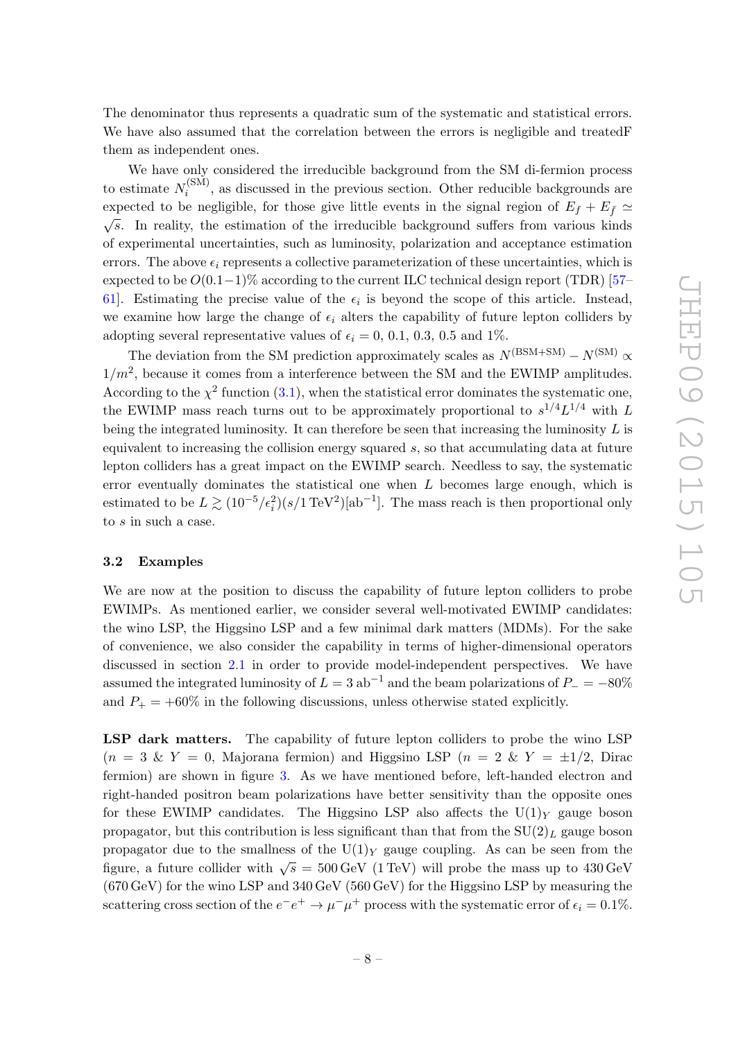The denominator thus represents a quadratic sum of the systematic and statistical errors. We have also assumed that the correlation between the errors is negligible and treatedF them as independent ones.

We have only considered the irreducible background from the SM di-fermion process to estimate $N_i^{(\mathrm{SM})}$, as discussed in the previous section. Other reducible backgrounds are expected to be negligible, for those give little events in the signal region of $E_f + E_{\bar{f}} \simeq \sqrt{s}$. In reality, the estimation of the irreducible background suffers from various kinds of experimental uncertainties, such as luminosity, polarization and acceptance estimation errors. The above $\epsilon_i$ represents a collective parameterization of these uncertainties, which is expected to be $O(0.1-1)$% according to the current ILC technical design report (TDR) [57–61]. Estimating the precise value of the $\epsilon_i$ is beyond the scope of this article. Instead, we examine how large the change of $\epsilon_i$ alters the capability of future lepton colliders by adopting several representative values of $\epsilon_i = 0$, 0.1, 0.3, 0.5 and 1%.

The deviation from the SM prediction approximately scales as $N^{(\mathrm{BSM+SM})} - N^{(\mathrm{SM})} \propto 1/m^2$, because it comes from a interference between the SM and the EWIMP amplitudes. According to the $\chi^2$ function (3.1), when the statistical error dominates the systematic one, the EWIMP mass reach turns out to be approximately proportional to $s^{1/4} L^{1/4}$ with $L$ being the integrated luminosity. It can therefore be seen that increasing the luminosity $L$ is equivalent to increasing the collision energy squared $s$, so that accumulating data at future lepton colliders has a great impact on the EWIMP search. Needless to say, the systematic error eventually dominates the statistical one when $L$ becomes large enough, which is estimated to be $L \gtrsim (10^{-5}/\epsilon_i^2)(s/1\,\mathrm{TeV}^2)[\mathrm{ab}^{-1}]$. The mass reach is then proportional only to $s$ in such a case.

### 3.2 Examples

We are now at the position to discuss the capability of future lepton colliders to probe EWIMPs. As mentioned earlier, we consider several well-motivated EWIMP candidates: the wino LSP, the Higgsino LSP and a few minimal dark matters (MDMs). For the sake of convenience, we also consider the capability in terms of higher-dimensional operators discussed in section 2.1 in order to provide model-independent perspectives. We have assumed the integrated luminosity of $L = 3\,\mathrm{ab}^{-1}$ and the beam polarizations of $P_- = -80\%$ and $P_+ = +60\%$ in the following discussions, unless otherwise stated explicitly.

**LSP dark matters.** The capability of future lepton colliders to probe the wino LSP ($n = 3$ & $Y = 0$, Majorana fermion) and Higgsino LSP ($n = 2$ & $Y = \pm 1/2$, Dirac fermion) are shown in figure 3. As we have mentioned before, left-handed electron and right-handed positron beam polarizations have better sensitivity than the opposite ones for these EWIMP candidates. The Higgsino LSP also affects the $\mathrm{U}(1)_Y$ gauge boson propagator, but this contribution is less significant than that from the $\mathrm{SU}(2)_L$ gauge boson propagator due to the smallness of the $\mathrm{U}(1)_Y$ gauge coupling. As can be seen from the figure, a future collider with $\sqrt{s} = 500\,\mathrm{GeV}$ (1 TeV) will probe the mass up to 430 GeV (670 GeV) for the wino LSP and 340 GeV (560 GeV) for the Higgsino LSP by measuring the scattering cross section of the $e^- e^+ \to \mu^- \mu^+$ process with the systematic error of $\epsilon_i = 0.1\%$.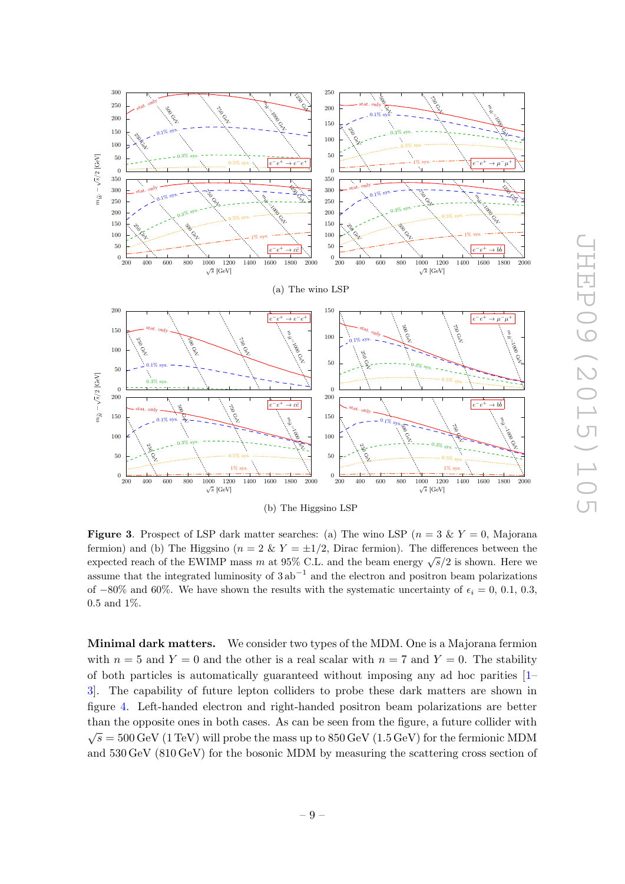(a) The wino LSP

(b) The Higgsino LSP

**Figure 3**. Prospect of LSP dark matter searches: (a) The wino LSP ($n = 3$ & $Y = 0$, Majorana fermion) and (b) The Higgsino ($n = 2$ & $Y = \pm 1/2$, Dirac fermion). The differences between the expected reach of the EWIMP mass $m$ at 95% C.L. and the beam energy $\sqrt{s}/2$ is shown. Here we assume that the integrated luminosity of $3\,\mathrm{ab}^{-1}$ and the electron and positron beam polarizations of $-80\%$ and 60%. We have shown the results with the systematic uncertainty of $\epsilon_i = 0$, 0.1, 0.3, 0.5 and 1%.

**Minimal dark matters.** We consider two types of the MDM. One is a Majorana fermion with $n = 5$ and $Y = 0$ and the other is a real scalar with $n = 7$ and $Y = 0$. The stability of both particles is automatically guaranteed without imposing any ad hoc parities [1–3]. The capability of future lepton colliders to probe these dark matters are shown in figure 4. Left-handed electron and right-handed positron beam polarizations are better than the opposite ones in both cases. As can be seen from the figure, a future collider with $\sqrt{s} = 500\,\mathrm{GeV}$ (1 TeV) will probe the mass up to 850 GeV (1.5 GeV) for the fermionic MDM and 530 GeV (810 GeV) for the bosonic MDM by measuring the scattering cross section of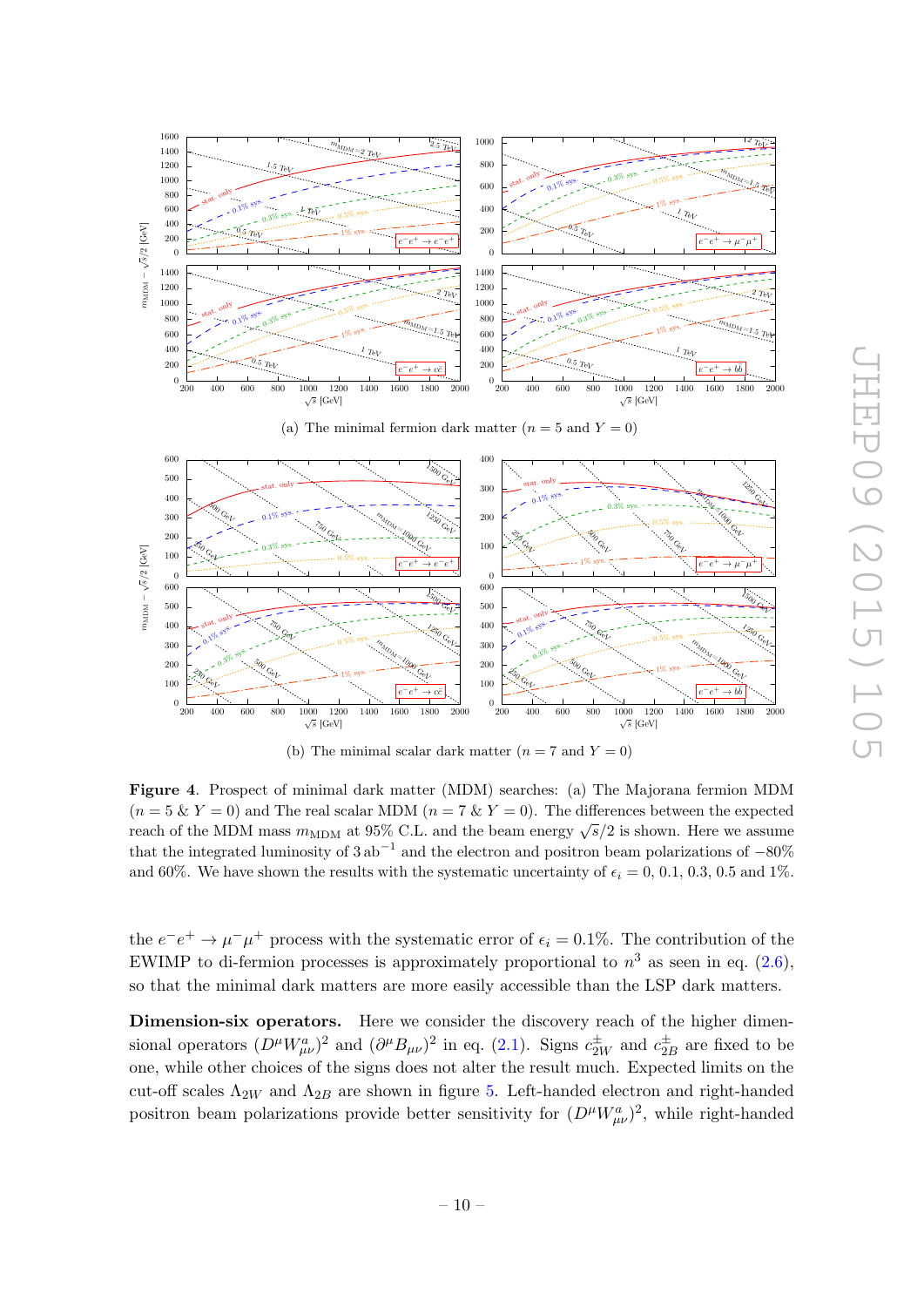(a) The minimal fermion dark matter ($n = 5$ and $Y = 0$)

(b) The minimal scalar dark matter ($n = 7$ and $Y = 0$)

**Figure 4**. Prospect of minimal dark matter (MDM) searches: (a) The Majorana fermion MDM ($n = 5$ & $Y = 0$) and The real scalar MDM ($n = 7$ & $Y = 0$). The differences between the expected reach of the MDM mass $m_{\rm MDM}$ at 95% C.L. and the beam energy $\sqrt{s}/2$ is shown. Here we assume that the integrated luminosity of $3\,\text{ab}^{-1}$ and the electron and positron beam polarizations of $-80\%$ and 60%. We have shown the results with the systematic uncertainty of $\epsilon_i = 0, 0.1, 0.3, 0.5$ and 1%.

the $e^-e^+ \to \mu^-\mu^+$ process with the systematic error of $\epsilon_i = 0.1\%$. The contribution of the EWIMP to di-fermion processes is approximately proportional to $n^3$ as seen in eq. (2.6), so that the minimal dark matters are more easily accessible than the LSP dark matters.

**Dimension-six operators.** Here we consider the discovery reach of the higher dimensional operators $(D^\mu W^a_{\mu\nu})^2$ and $(\partial^\mu B_{\mu\nu})^2$ in eq. (2.1). Signs $c^\pm_{2W}$ and $c^\pm_{2B}$ are fixed to be one, while other choices of the signs does not alter the result much. Expected limits on the cut-off scales $\Lambda_{2W}$ and $\Lambda_{2B}$ are shown in figure 5. Left-handed electron and right-handed positron beam polarizations provide better sensitivity for $(D^\mu W^a_{\mu\nu})^2$, while right-handed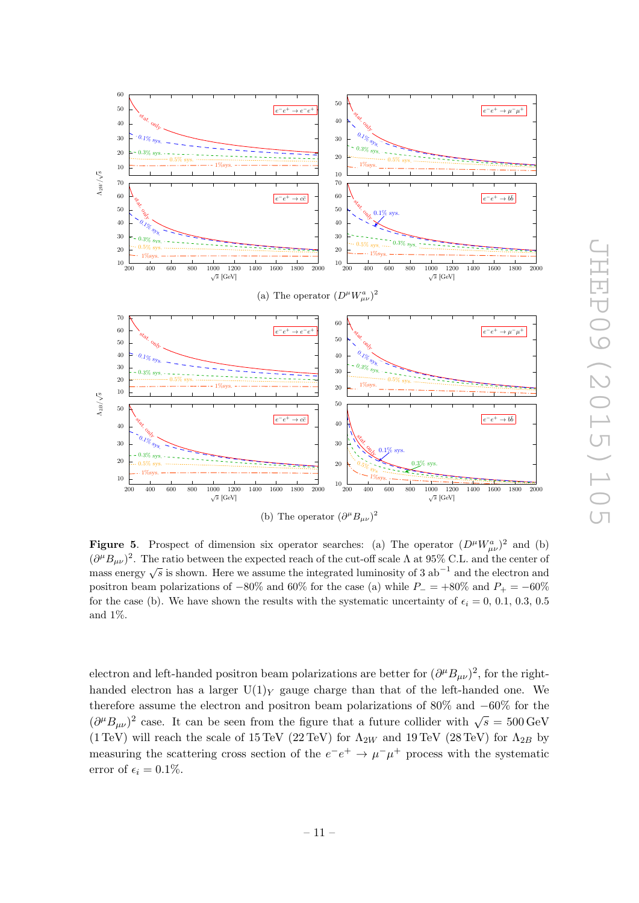(a) The operator $(D^\mu W^a_{\mu\nu})^2$

(b) The operator $(\partial^\mu B_{\mu\nu})^2$

**Figure 5**. Prospect of dimension six operator searches: (a) The operator $(D^\mu W^a_{\mu\nu})^2$ and (b) $(\partial^\mu B_{\mu\nu})^2$. The ratio between the expected reach of the cut-off scale $\Lambda$ at 95% C.L. and the center of mass energy $\sqrt{s}$ is shown. Here we assume the integrated luminosity of 3 ab$^{-1}$ and the electron and positron beam polarizations of $-80\%$ and 60% for the case (a) while $P_- = +80\%$ and $P_+ = -60\%$ for the case (b). We have shown the results with the systematic uncertainty of $\epsilon_i = 0$, 0.1, 0.3, 0.5 and 1%.

electron and left-handed positron beam polarizations are better for $(\partial^\mu B_{\mu\nu})^2$, for the right-handed electron has a larger $\mathrm{U}(1)_Y$ gauge charge than that of the left-handed one. We therefore assume the electron and positron beam polarizations of 80% and $-60\%$ for the $(\partial^\mu B_{\mu\nu})^2$ case. It can be seen from the figure that a future collider with $\sqrt{s} = 500\,\mathrm{GeV}$ (1 TeV) will reach the scale of 15 TeV (22 TeV) for $\Lambda_{2W}$ and 19 TeV (28 TeV) for $\Lambda_{2B}$ by measuring the scattering cross section of the $e^-e^+ \to \mu^-\mu^+$ process with the systematic error of $\epsilon_i = 0.1\%$.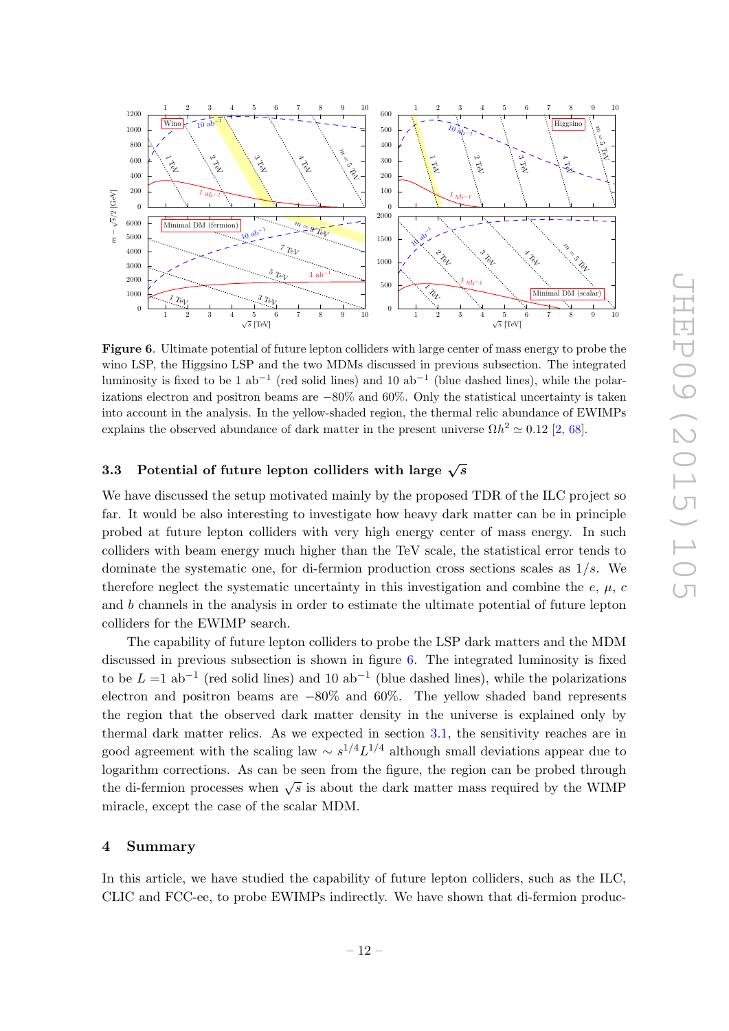**Figure 6**. Ultimate potential of future lepton colliders with large center of mass energy to probe the wino LSP, the Higgsino LSP and the two MDMs discussed in previous subsection. The integrated luminosity is fixed to be 1 ab$^{-1}$ (red solid lines) and 10 ab$^{-1}$ (blue dashed lines), while the polarizations electron and positron beams are −80% and 60%. Only the statistical uncertainty is taken into account in the analysis. In the yellow-shaded region, the thermal relic abundance of EWIMPs explains the observed abundance of dark matter in the present universe $\Omega h^2 \simeq 0.12$ [2, 68].

### 3.3 Potential of future lepton colliders with large $\sqrt{s}$

We have discussed the setup motivated mainly by the proposed TDR of the ILC project so far. It would be also interesting to investigate how heavy dark matter can be in principle probed at future lepton colliders with very high energy center of mass energy. In such colliders with beam energy much higher than the TeV scale, the statistical error tends to dominate the systematic one, for di-fermion production cross sections scales as $1/s$. We therefore neglect the systematic uncertainty in this investigation and combine the $e$, $\mu$, $c$ and $b$ channels in the analysis in order to estimate the ultimate potential of future lepton colliders for the EWIMP search.

The capability of future lepton colliders to probe the LSP dark matters and the MDM discussed in previous subsection is shown in figure 6. The integrated luminosity is fixed to be $L = 1$ ab$^{-1}$ (red solid lines) and 10 ab$^{-1}$ (blue dashed lines), while the polarizations electron and positron beams are −80% and 60%. The yellow shaded band represents the region that the observed dark matter density in the universe is explained only by thermal dark matter relics. As we expected in section 3.1, the sensitivity reaches are in good agreement with the scaling law $\sim s^{1/4}L^{1/4}$ although small deviations appear due to logarithm corrections. As can be seen from the figure, the region can be probed through the di-fermion processes when $\sqrt{s}$ is about the dark matter mass required by the WIMP miracle, except the case of the scalar MDM.

## 4 Summary

In this article, we have studied the capability of future lepton colliders, such as the ILC, CLIC and FCC-ee, to probe EWIMPs indirectly. We have shown that di-fermion produc-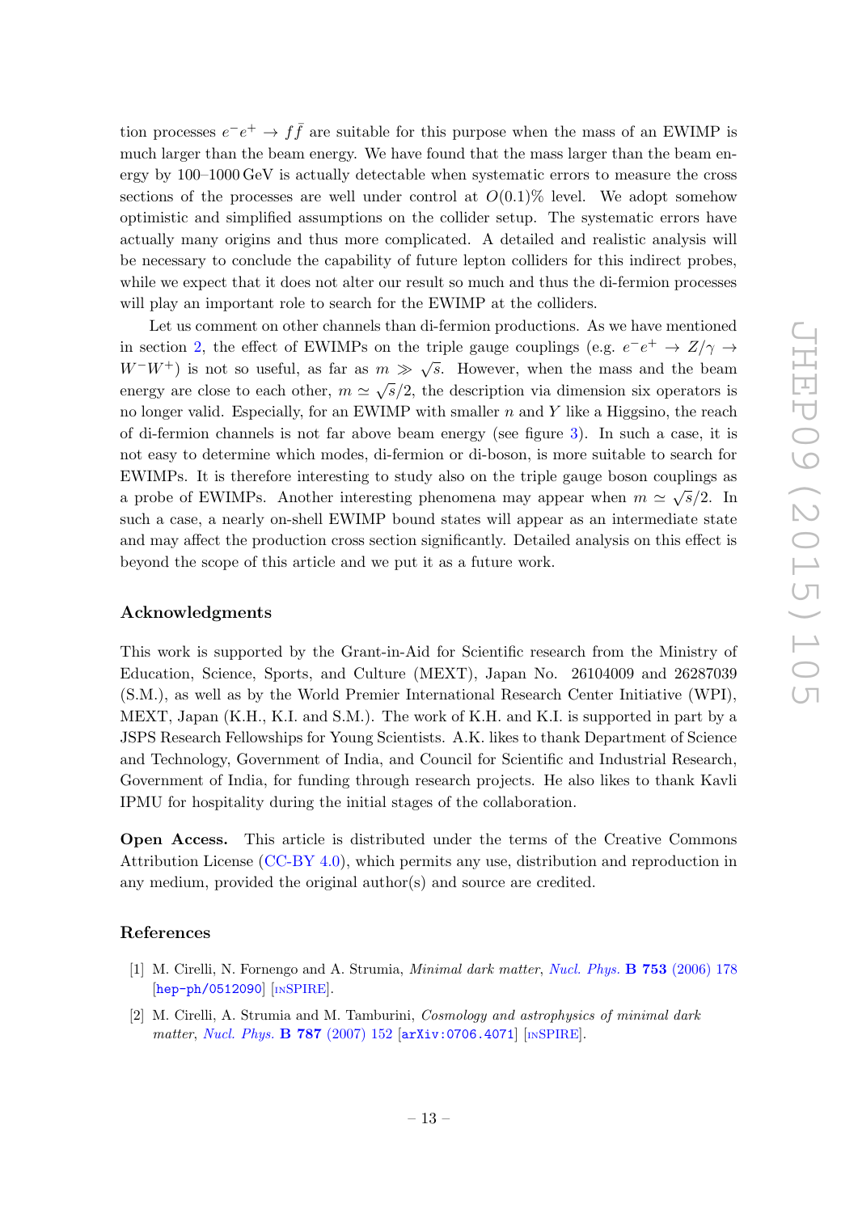tion processes $e^-e^+ \to f\bar{f}$ are suitable for this purpose when the mass of an EWIMP is much larger than the beam energy. We have found that the mass larger than the beam energy by 100–1000 GeV is actually detectable when systematic errors to measure the cross sections of the processes are well under control at $O(0.1)\%$ level. We adopt somehow optimistic and simplified assumptions on the collider setup. The systematic errors have actually many origins and thus more complicated. A detailed and realistic analysis will be necessary to conclude the capability of future lepton colliders for this indirect probes, while we expect that it does not alter our result so much and thus the di-fermion processes will play an important role to search for the EWIMP at the colliders.

Let us comment on other channels than di-fermion productions. As we have mentioned in section 2, the effect of EWIMPs on the triple gauge couplings (e.g. $e^-e^+ \to Z/\gamma \to W^-W^+$) is not so useful, as far as $m \gg \sqrt{s}$. However, when the mass and the beam energy are close to each other, $m \simeq \sqrt{s}/2$, the description via dimension six operators is no longer valid. Especially, for an EWIMP with smaller $n$ and $Y$ like a Higgsino, the reach of di-fermion channels is not far above beam energy (see figure 3). In such a case, it is not easy to determine which modes, di-fermion or di-boson, is more suitable to search for EWIMPs. It is therefore interesting to study also on the triple gauge boson couplings as a probe of EWIMPs. Another interesting phenomena may appear when $m \simeq \sqrt{s}/2$. In such a case, a nearly on-shell EWIMP bound states will appear as an intermediate state and may affect the production cross section significantly. Detailed analysis on this effect is beyond the scope of this article and we put it as a future work.

## Acknowledgments

This work is supported by the Grant-in-Aid for Scientific research from the Ministry of Education, Science, Sports, and Culture (MEXT), Japan No. 26104009 and 26287039 (S.M.), as well as by the World Premier International Research Center Initiative (WPI), MEXT, Japan (K.H., K.I. and S.M.). The work of K.H. and K.I. is supported in part by a JSPS Research Fellowships for Young Scientists. A.K. likes to thank Department of Science and Technology, Government of India, and Council for Scientific and Industrial Research, Government of India, for funding through research projects. He also likes to thank Kavli IPMU for hospitality during the initial stages of the collaboration.

**Open Access.** This article is distributed under the terms of the Creative Commons Attribution License (CC-BY 4.0), which permits any use, distribution and reproduction in any medium, provided the original author(s) and source are credited.

## References

[1] M. Cirelli, N. Fornengo and A. Strumia, *Minimal dark matter*, *Nucl. Phys.* **B 753** (2006) 178 [hep-ph/0512090] [INSPIRE].

[2] M. Cirelli, A. Strumia and M. Tamburini, *Cosmology and astrophysics of minimal dark matter*, *Nucl. Phys.* **B 787** (2007) 152 [arXiv:0706.4071] [INSPIRE].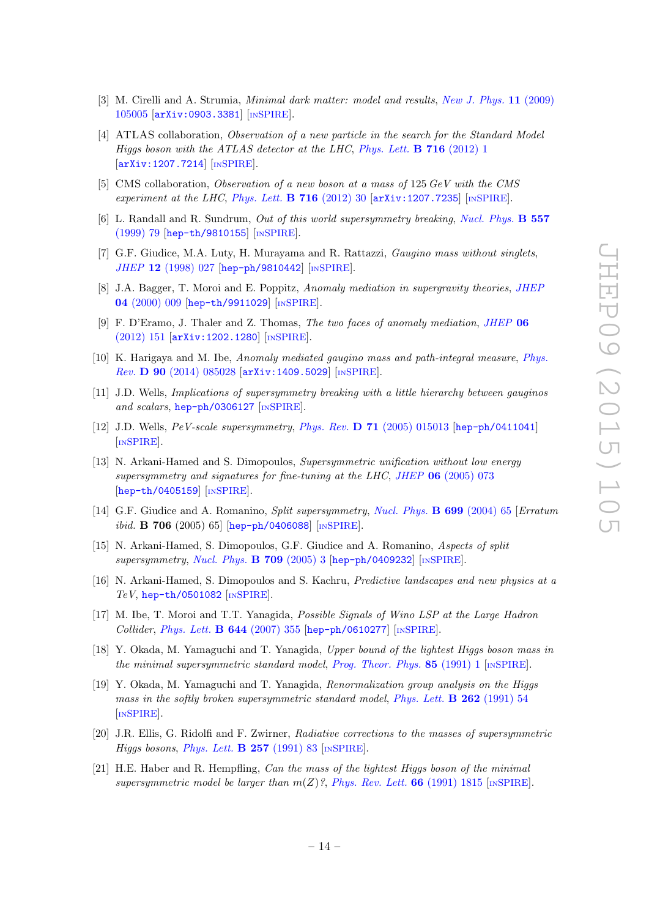[3] M. Cirelli and A. Strumia, *Minimal dark matter: model and results*, New J. Phys. **11** (2009) 105005 [arXiv:0903.3381] [INSPIRE].

[4] ATLAS collaboration, *Observation of a new particle in the search for the Standard Model Higgs boson with the ATLAS detector at the LHC*, Phys. Lett. **B 716** (2012) 1 [arXiv:1207.7214] [INSPIRE].

[5] CMS collaboration, *Observation of a new boson at a mass of* 125 *GeV with the CMS experiment at the LHC*, Phys. Lett. **B 716** (2012) 30 [arXiv:1207.7235] [INSPIRE].

[6] L. Randall and R. Sundrum, *Out of this world supersymmetry breaking*, Nucl. Phys. **B 557** (1999) 79 [hep-th/9810155] [INSPIRE].

[7] G.F. Giudice, M.A. Luty, H. Murayama and R. Rattazzi, *Gaugino mass without singlets*, JHEP **12** (1998) 027 [hep-ph/9810442] [INSPIRE].

[8] J.A. Bagger, T. Moroi and E. Poppitz, *Anomaly mediation in supergravity theories*, JHEP **04** (2000) 009 [hep-th/9911029] [INSPIRE].

[9] F. D'Eramo, J. Thaler and Z. Thomas, *The two faces of anomaly mediation*, JHEP **06** (2012) 151 [arXiv:1202.1280] [INSPIRE].

[10] K. Harigaya and M. Ibe, *Anomaly mediated gaugino mass and path-integral measure*, Phys. Rev. **D 90** (2014) 085028 [arXiv:1409.5029] [INSPIRE].

[11] J.D. Wells, *Implications of supersymmetry breaking with a little hierarchy between gauginos and scalars*, hep-ph/0306127 [INSPIRE].

[12] J.D. Wells, *PeV-scale supersymmetry*, Phys. Rev. **D 71** (2005) 015013 [hep-ph/0411041] [INSPIRE].

[13] N. Arkani-Hamed and S. Dimopoulos, *Supersymmetric unification without low energy supersymmetry and signatures for fine-tuning at the LHC*, JHEP **06** (2005) 073 [hep-th/0405159] [INSPIRE].

[14] G.F. Giudice and A. Romanino, *Split supersymmetry*, Nucl. Phys. **B 699** (2004) 65 [*Erratum ibid.* **B 706** (2005) 65] [hep-ph/0406088] [INSPIRE].

[15] N. Arkani-Hamed, S. Dimopoulos, G.F. Giudice and A. Romanino, *Aspects of split supersymmetry*, Nucl. Phys. **B 709** (2005) 3 [hep-ph/0409232] [INSPIRE].

[16] N. Arkani-Hamed, S. Dimopoulos and S. Kachru, *Predictive landscapes and new physics at a TeV*, hep-th/0501082 [INSPIRE].

[17] M. Ibe, T. Moroi and T.T. Yanagida, *Possible Signals of Wino LSP at the Large Hadron Collider*, Phys. Lett. **B 644** (2007) 355 [hep-ph/0610277] [INSPIRE].

[18] Y. Okada, M. Yamaguchi and T. Yanagida, *Upper bound of the lightest Higgs boson mass in the minimal supersymmetric standard model*, Prog. Theor. Phys. **85** (1991) 1 [INSPIRE].

[19] Y. Okada, M. Yamaguchi and T. Yanagida, *Renormalization group analysis on the Higgs mass in the softly broken supersymmetric standard model*, Phys. Lett. **B 262** (1991) 54 [INSPIRE].

[20] J.R. Ellis, G. Ridolfi and F. Zwirner, *Radiative corrections to the masses of supersymmetric Higgs bosons*, Phys. Lett. **B 257** (1991) 83 [INSPIRE].

[21] H.E. Haber and R. Hempfling, *Can the mass of the lightest Higgs boson of the minimal supersymmetric model be larger than m(Z)?*, Phys. Rev. Lett. **66** (1991) 1815 [INSPIRE].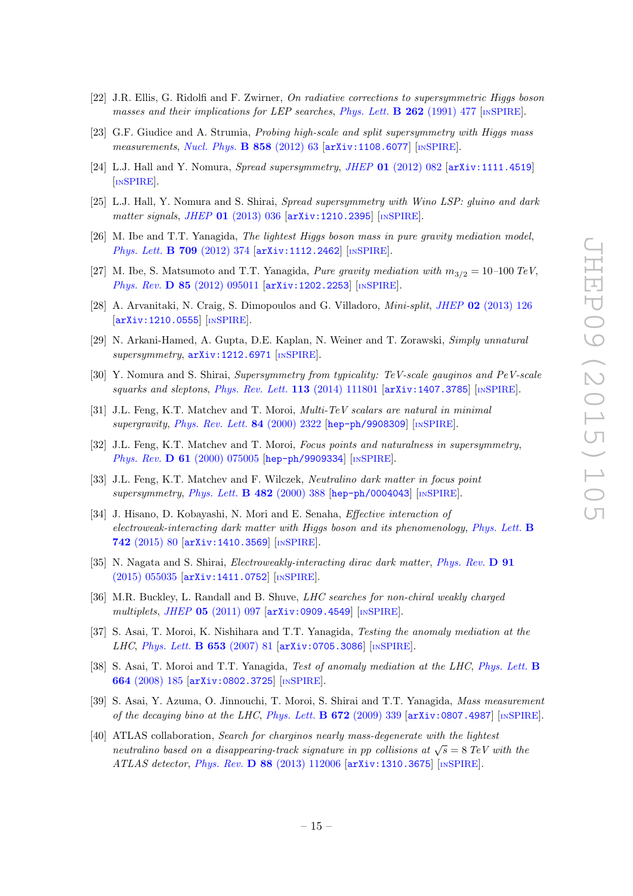[22] J.R. Ellis, G. Ridolfi and F. Zwirner, *On radiative corrections to supersymmetric Higgs boson masses and their implications for LEP searches*, *Phys. Lett.* **B 262** (1991) 477 [INSPIRE].

[23] G.F. Giudice and A. Strumia, *Probing high-scale and split supersymmetry with Higgs mass measurements*, *Nucl. Phys.* **B 858** (2012) 63 [arXiv:1108.6077] [INSPIRE].

[24] L.J. Hall and Y. Nomura, *Spread supersymmetry*, *JHEP* **01** (2012) 082 [arXiv:1111.4519] [INSPIRE].

[25] L.J. Hall, Y. Nomura and S. Shirai, *Spread supersymmetry with Wino LSP: gluino and dark matter signals*, *JHEP* **01** (2013) 036 [arXiv:1210.2395] [INSPIRE].

[26] M. Ibe and T.T. Yanagida, *The lightest Higgs boson mass in pure gravity mediation model*, *Phys. Lett.* **B 709** (2012) 374 [arXiv:1112.2462] [INSPIRE].

[27] M. Ibe, S. Matsumoto and T.T. Yanagida, *Pure gravity mediation with $m_{3/2} = 10$–$100$ TeV*, *Phys. Rev.* **D 85** (2012) 095011 [arXiv:1202.2253] [INSPIRE].

[28] A. Arvanitaki, N. Craig, S. Dimopoulos and G. Villadoro, *Mini-split*, *JHEP* **02** (2013) 126 [arXiv:1210.0555] [INSPIRE].

[29] N. Arkani-Hamed, A. Gupta, D.E. Kaplan, N. Weiner and T. Zorawski, *Simply unnatural supersymmetry*, arXiv:1212.6971 [INSPIRE].

[30] Y. Nomura and S. Shirai, *Supersymmetry from typicality: TeV-scale gauginos and PeV-scale squarks and sleptons*, *Phys. Rev. Lett.* **113** (2014) 111801 [arXiv:1407.3785] [INSPIRE].

[31] J.L. Feng, K.T. Matchev and T. Moroi, *Multi-TeV scalars are natural in minimal supergravity*, *Phys. Rev. Lett.* **84** (2000) 2322 [hep-ph/9908309] [INSPIRE].

[32] J.L. Feng, K.T. Matchev and T. Moroi, *Focus points and naturalness in supersymmetry*, *Phys. Rev.* **D 61** (2000) 075005 [hep-ph/9909334] [INSPIRE].

[33] J.L. Feng, K.T. Matchev and F. Wilczek, *Neutralino dark matter in focus point supersymmetry*, *Phys. Lett.* **B 482** (2000) 388 [hep-ph/0004043] [INSPIRE].

[34] J. Hisano, D. Kobayashi, N. Mori and E. Senaha, *Effective interaction of electroweak-interacting dark matter with Higgs boson and its phenomenology*, *Phys. Lett.* **B 742** (2015) 80 [arXiv:1410.3569] [INSPIRE].

[35] N. Nagata and S. Shirai, *Electroweakly-interacting dirac dark matter*, *Phys. Rev.* **D 91** (2015) 055035 [arXiv:1411.0752] [INSPIRE].

[36] M.R. Buckley, L. Randall and B. Shuve, *LHC searches for non-chiral weakly charged multiplets*, *JHEP* **05** (2011) 097 [arXiv:0909.4549] [INSPIRE].

[37] S. Asai, T. Moroi, K. Nishihara and T.T. Yanagida, *Testing the anomaly mediation at the LHC*, *Phys. Lett.* **B 653** (2007) 81 [arXiv:0705.3086] [INSPIRE].

[38] S. Asai, T. Moroi and T.T. Yanagida, *Test of anomaly mediation at the LHC*, *Phys. Lett.* **B 664** (2008) 185 [arXiv:0802.3725] [INSPIRE].

[39] S. Asai, Y. Azuma, O. Jinnouchi, T. Moroi, S. Shirai and T.T. Yanagida, *Mass measurement of the decaying bino at the LHC*, *Phys. Lett.* **B 672** (2009) 339 [arXiv:0807.4987] [INSPIRE].

[40] ATLAS collaboration, *Search for charginos nearly mass-degenerate with the lightest neutralino based on a disappearing-track signature in pp collisions at $\sqrt{s} = 8$ TeV with the ATLAS detector*, *Phys. Rev.* **D 88** (2013) 112006 [arXiv:1310.3675] [INSPIRE].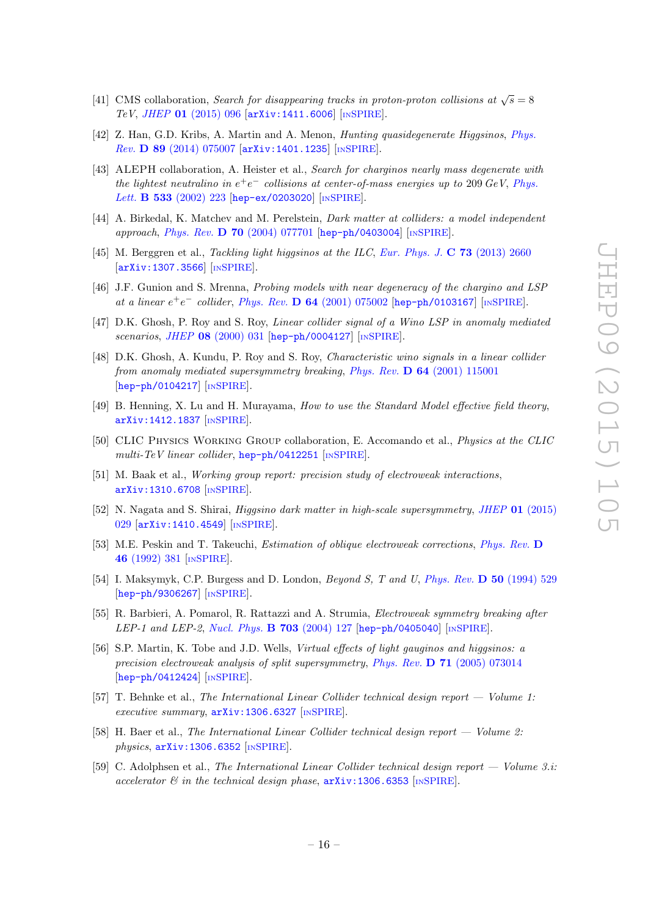[41] CMS collaboration, *Search for disappearing tracks in proton-proton collisions at $\sqrt{s} = 8$ TeV*, *JHEP* **01** (2015) 096 [arXiv:1411.6006] [INSPIRE].

[42] Z. Han, G.D. Kribs, A. Martin and A. Menon, *Hunting quasidegenerate Higgsinos*, *Phys. Rev.* **D 89** (2014) 075007 [arXiv:1401.1235] [INSPIRE].

[43] ALEPH collaboration, A. Heister et al., *Search for charginos nearly mass degenerate with the lightest neutralino in $e^+e^-$ collisions at center-of-mass energies up to* 209 *GeV*, *Phys. Lett.* **B 533** (2002) 223 [hep-ex/0203020] [INSPIRE].

[44] A. Birkedal, K. Matchev and M. Perelstein, *Dark matter at colliders: a model independent approach*, *Phys. Rev.* **D 70** (2004) 077701 [hep-ph/0403004] [INSPIRE].

[45] M. Berggren et al., *Tackling light higgsinos at the ILC*, *Eur. Phys. J.* **C 73** (2013) 2660 [arXiv:1307.3566] [INSPIRE].

[46] J.F. Gunion and S. Mrenna, *Probing models with near degeneracy of the chargino and LSP at a linear $e^+e^-$ collider*, *Phys. Rev.* **D 64** (2001) 075002 [hep-ph/0103167] [INSPIRE].

[47] D.K. Ghosh, P. Roy and S. Roy, *Linear collider signal of a Wino LSP in anomaly mediated scenarios*, *JHEP* **08** (2000) 031 [hep-ph/0004127] [INSPIRE].

[48] D.K. Ghosh, A. Kundu, P. Roy and S. Roy, *Characteristic wino signals in a linear collider from anomaly mediated supersymmetry breaking*, *Phys. Rev.* **D 64** (2001) 115001 [hep-ph/0104217] [INSPIRE].

[49] B. Henning, X. Lu and H. Murayama, *How to use the Standard Model effective field theory*, arXiv:1412.1837 [INSPIRE].

[50] CLIC Physics Working Group collaboration, E. Accomando et al., *Physics at the CLIC multi-TeV linear collider*, hep-ph/0412251 [INSPIRE].

[51] M. Baak et al., *Working group report: precision study of electroweak interactions*, arXiv:1310.6708 [INSPIRE].

[52] N. Nagata and S. Shirai, *Higgsino dark matter in high-scale supersymmetry*, *JHEP* **01** (2015) 029 [arXiv:1410.4549] [INSPIRE].

[53] M.E. Peskin and T. Takeuchi, *Estimation of oblique electroweak corrections*, *Phys. Rev.* **D 46** (1992) 381 [INSPIRE].

[54] I. Maksymyk, C.P. Burgess and D. London, *Beyond S, T and U*, *Phys. Rev.* **D 50** (1994) 529 [hep-ph/9306267] [INSPIRE].

[55] R. Barbieri, A. Pomarol, R. Rattazzi and A. Strumia, *Electroweak symmetry breaking after LEP-1 and LEP-2*, *Nucl. Phys.* **B 703** (2004) 127 [hep-ph/0405040] [INSPIRE].

[56] S.P. Martin, K. Tobe and J.D. Wells, *Virtual effects of light gauginos and higgsinos: a precision electroweak analysis of split supersymmetry*, *Phys. Rev.* **D 71** (2005) 073014 [hep-ph/0412424] [INSPIRE].

[57] T. Behnke et al., *The International Linear Collider technical design report — Volume 1: executive summary*, arXiv:1306.6327 [INSPIRE].

[58] H. Baer et al., *The International Linear Collider technical design report — Volume 2: physics*, arXiv:1306.6352 [INSPIRE].

[59] C. Adolphsen et al., *The International Linear Collider technical design report — Volume 3.i: accelerator & in the technical design phase*, arXiv:1306.6353 [INSPIRE].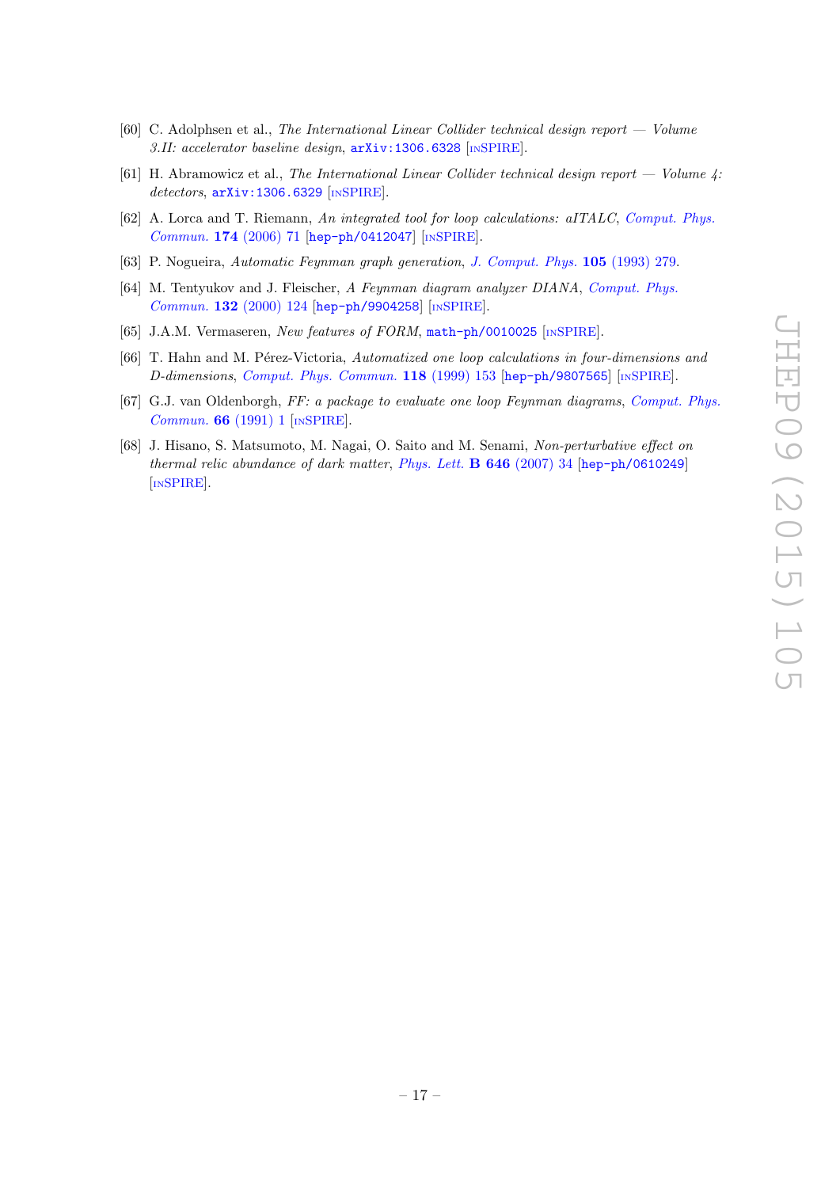[60] C. Adolphsen et al., *The International Linear Collider technical design report — Volume 3.II: accelerator baseline design*, arXiv:1306.6328 [INSPIRE].

[61] H. Abramowicz et al., *The International Linear Collider technical design report — Volume 4: detectors*, arXiv:1306.6329 [INSPIRE].

[62] A. Lorca and T. Riemann, *An integrated tool for loop calculations: aITALC*, *Comput. Phys. Commun.* **174** (2006) 71 [hep-ph/0412047] [INSPIRE].

[63] P. Nogueira, *Automatic Feynman graph generation*, *J. Comput. Phys.* **105** (1993) 279.

[64] M. Tentyukov and J. Fleischer, *A Feynman diagram analyzer DIANA*, *Comput. Phys. Commun.* **132** (2000) 124 [hep-ph/9904258] [INSPIRE].

[65] J.A.M. Vermaseren, *New features of FORM*, math-ph/0010025 [INSPIRE].

[66] T. Hahn and M. Pérez-Victoria, *Automatized one loop calculations in four-dimensions and D-dimensions*, *Comput. Phys. Commun.* **118** (1999) 153 [hep-ph/9807565] [INSPIRE].

[67] G.J. van Oldenborgh, *FF: a package to evaluate one loop Feynman diagrams*, *Comput. Phys. Commun.* **66** (1991) 1 [INSPIRE].

[68] J. Hisano, S. Matsumoto, M. Nagai, O. Saito and M. Senami, *Non-perturbative effect on thermal relic abundance of dark matter*, *Phys. Lett.* **B 646** (2007) 34 [hep-ph/0610249] [INSPIRE].